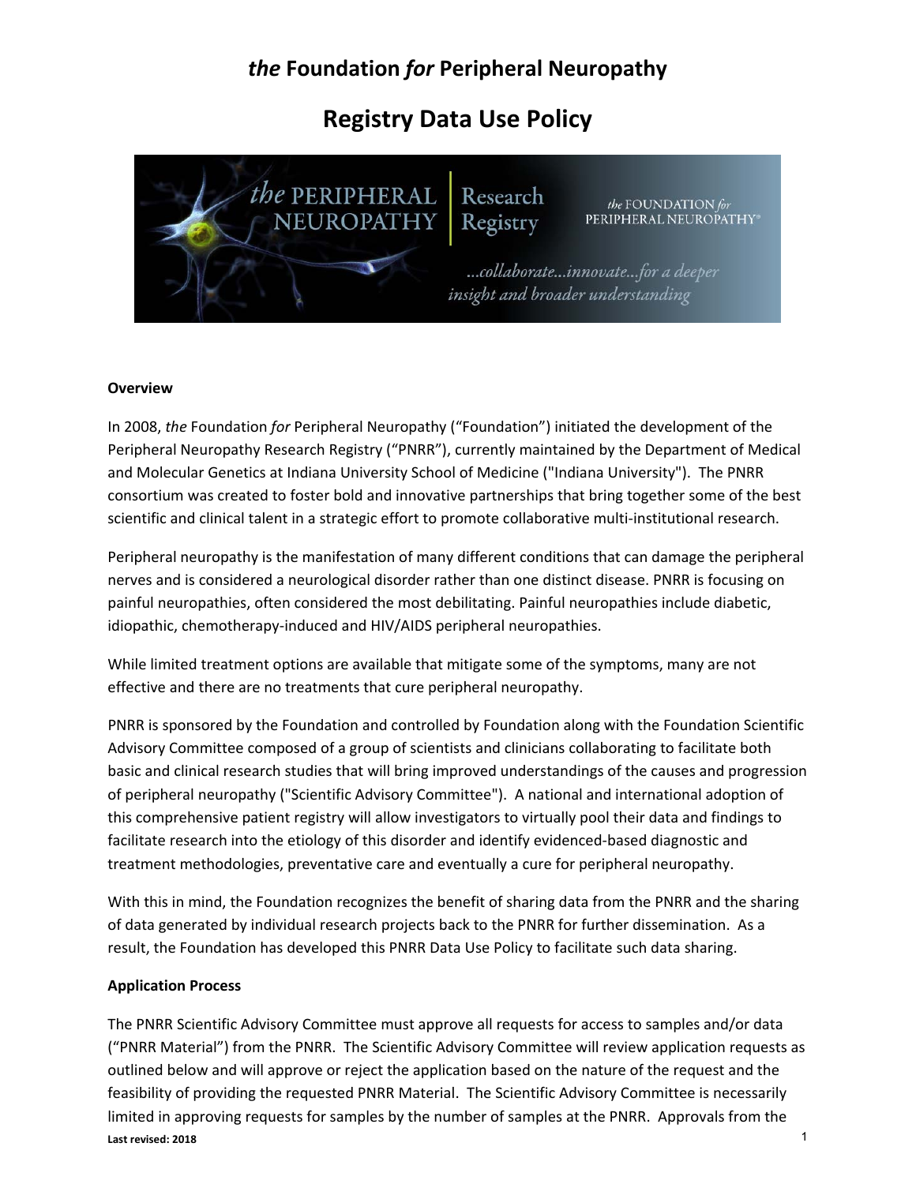# *the* Foundation *for* Peripheral Neuropathy

## Registry Data Use Policy

**Overview**

In 2008, *the* Foundation *for* Peripheral Neuropathy ("Foundation") initiated the development of the Peripheral Neuropathy Research Registry ("PNRR"), currently maintained by the Department of Medical and Molecular Genetics at Indiana University School of Medicine ("Indiana University"). The PNRR consortium was created to foster bold and innovative partnerships that bring together some of the best scientific and clinical talent in a strategic effort to promote collaborative multi-institutional research.

Peripheral neuropathy is the manifestation of many different conditions that can damage the peripheral nerves and is considered a neurological disorder rather than one distinct disease. PNRR is focusing on painful neuropathies, often considered the most debilitating. Painful neuropathies include diabetic, idiopathic, chemotherapy-induced and HIV/AIDS peripheral neuropathies.

While limited treatment options are available that mitigate some of the symptoms, many are not effective and there are no treatments that cure peripheral neuropathy.

PNRR is sponsored by the Foundation and controlled by Foundation along with the Foundation Scientific Advisory Committee composed of a group of scientists and clinicians collaborating to facilitate both basic and clinical research studies that will bring improved understandings of the causes and progression of peripheral neuropathy ("Scientific Advisory Committee"). A national and international adoption of this comprehensive patient registry will allow investigators to virtually pool their data and findings to facilitate research into the etiology of this disorder and identify evidenced-based diagnostic and treatment methodologies, preventative care and eventually a cure for peripheral neuropathy.

With this in mind, the Foundation recognizes the benefit of sharing data from the PNRR and the sharing of data generated by individual research projects back to the PNRR for further dissemination. As a result, the Foundation has developed this PNRR Data Use Policy to facilitate such data sharing.

**Application Process**

The PNRR Scientific Advisory Committee must approve all requests for access to samples and/or data ("PNRR Material") from the PNRR. The Scientific Advisory Committee will review application requests as outlined below and will approve or reject the application based on the nature of the request and the feasibility of providing the requested PNRR Material. The Scientific Advisory Committee is necessarily limited in approving requests for samples by the number of samples at the PNRR. Approvals from the

Last revised: 2018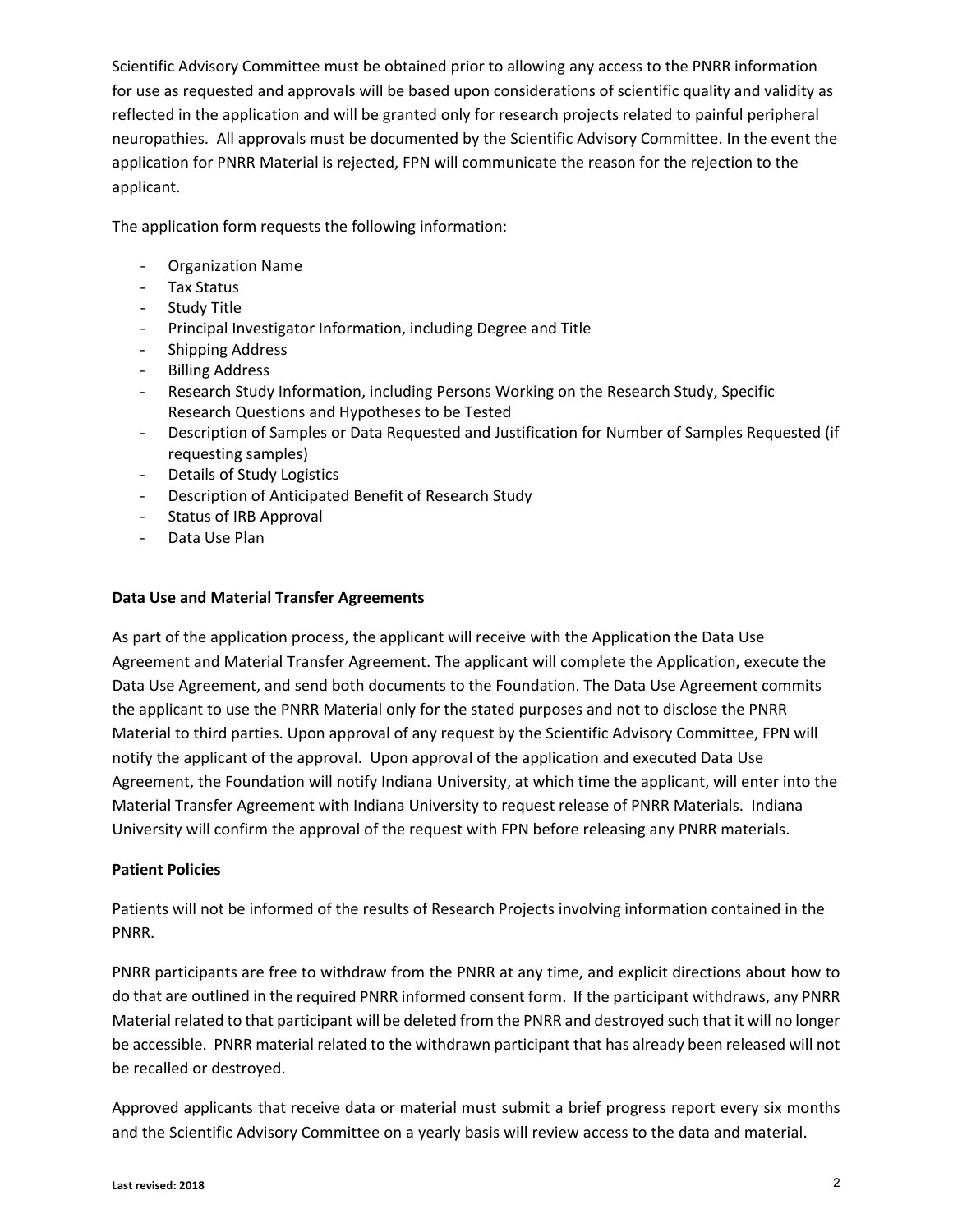Scientific Advisory Committee must be obtained prior to allowing any access to the PNRR information for use as requested and approvals will be based upon considerations of scientific quality and validity as reflected in the application and will be granted only for research projects related to painful peripheral neuropathies. All approvals must be documented by the Scientific Advisory Committee. In the event the application for PNRR Material is rejected, FPN will communicate the reason for the rejection to the applicant.

The application form requests the following information:

- Organization Name
- Tax Status
- Study Title
- Principal Investigator Information, including Degree and Title
- Shipping Address
- Billing Address
- Research Study Information, including Persons Working on the Research Study, Specific Research Questions and Hypotheses to be Tested
- Description of Samples or Data Requested and Justification for Number of Samples Requested (if requesting samples)
- Details of Study Logistics
- Description of Anticipated Benefit of Research Study
- Status of IRB Approval
- Data Use Plan

**Data Use and Material Transfer Agreements**

As part of the application process, the applicant will receive with the Application the Data Use Agreement and Material Transfer Agreement. The applicant will complete the Application, execute the Data Use Agreement, and send both documents to the Foundation. The Data Use Agreement commits the applicant to use the PNRR Material only for the stated purposes and not to disclose the PNRR Material to third parties. Upon approval of any request by the Scientific Advisory Committee, FPN will notify the applicant of the approval. Upon approval of the application and executed Data Use Agreement, the Foundation will notify Indiana University, at which time the applicant, will enter into the Material Transfer Agreement with Indiana University to request release of PNRR Materials. Indiana University will confirm the approval of the request with FPN before releasing any PNRR materials.

**Patient Policies**

Patients will not be informed of the results of Research Projects involving information contained in the PNRR.

PNRR participants are free to withdraw from the PNRR at any time, and explicit directions about how to do that are outlined in the required PNRR informed consent form. If the participant withdraws, any PNRR Material related to that participant will be deleted from the PNRR and destroyed such that it will no longer be accessible. PNRR material related to the withdrawn participant that has already been released will not be recalled or destroyed.

Approved applicants that receive data or material must submit a brief progress report every six months and the Scientific Advisory Committee on a yearly basis will review access to the data and material.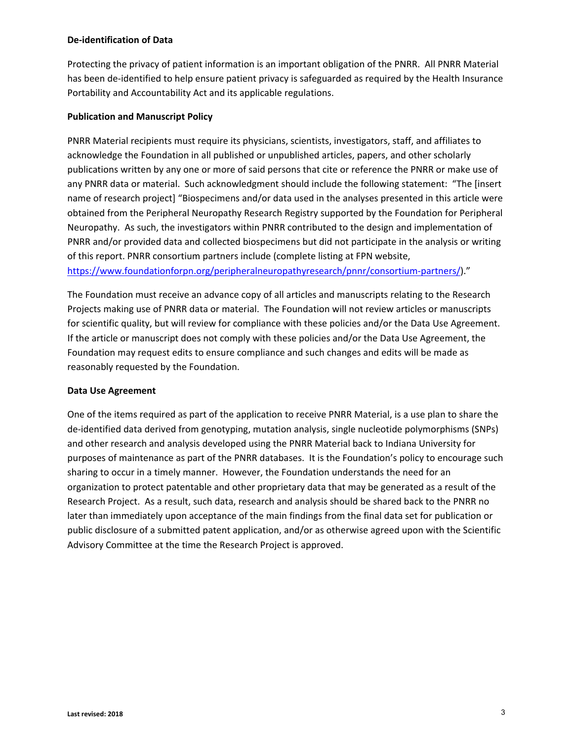**De-identification of Data**

Protecting the privacy of patient information is an important obligation of the PNRR. All PNRR Material has been de-identified to help ensure patient privacy is safeguarded as required by the Health Insurance Portability and Accountability Act and its applicable regulations.

**Publication and Manuscript Policy**

PNRR Material recipients must require its physicians, scientists, investigators, staff, and affiliates to acknowledge the Foundation in all published or unpublished articles, papers, and other scholarly publications written by any one or more of said persons that cite or reference the PNRR or make use of any PNRR data or material. Such acknowledgment should include the following statement: "The [insert name of research project] "Biospecimens and/or data used in the analyses presented in this article were obtained from the Peripheral Neuropathy Research Registry supported by the Foundation for Peripheral Neuropathy. As such, the investigators within PNRR contributed to the design and implementation of PNRR and/or provided data and collected biospecimens but did not participate in the analysis or writing of this report. PNRR consortium partners include (complete listing at FPN website, https://www.foundationforpn.org/peripheralneuropathyresearch/pnnr/consortium-partners/)."

The Foundation must receive an advance copy of all articles and manuscripts relating to the Research Projects making use of PNRR data or material. The Foundation will not review articles or manuscripts for scientific quality, but will review for compliance with these policies and/or the Data Use Agreement. If the article or manuscript does not comply with these policies and/or the Data Use Agreement, the Foundation may request edits to ensure compliance and such changes and edits will be made as reasonably requested by the Foundation.

**Data Use Agreement**

One of the items required as part of the application to receive PNRR Material, is a use plan to share the de-identified data derived from genotyping, mutation analysis, single nucleotide polymorphisms (SNPs) and other research and analysis developed using the PNRR Material back to Indiana University for purposes of maintenance as part of the PNRR databases. It is the Foundation's policy to encourage such sharing to occur in a timely manner. However, the Foundation understands the need for an organization to protect patentable and other proprietary data that may be generated as a result of the Research Project. As a result, such data, research and analysis should be shared back to the PNRR no later than immediately upon acceptance of the main findings from the final data set for publication or public disclosure of a submitted patent application, and/or as otherwise agreed upon with the Scientific Advisory Committee at the time the Research Project is approved.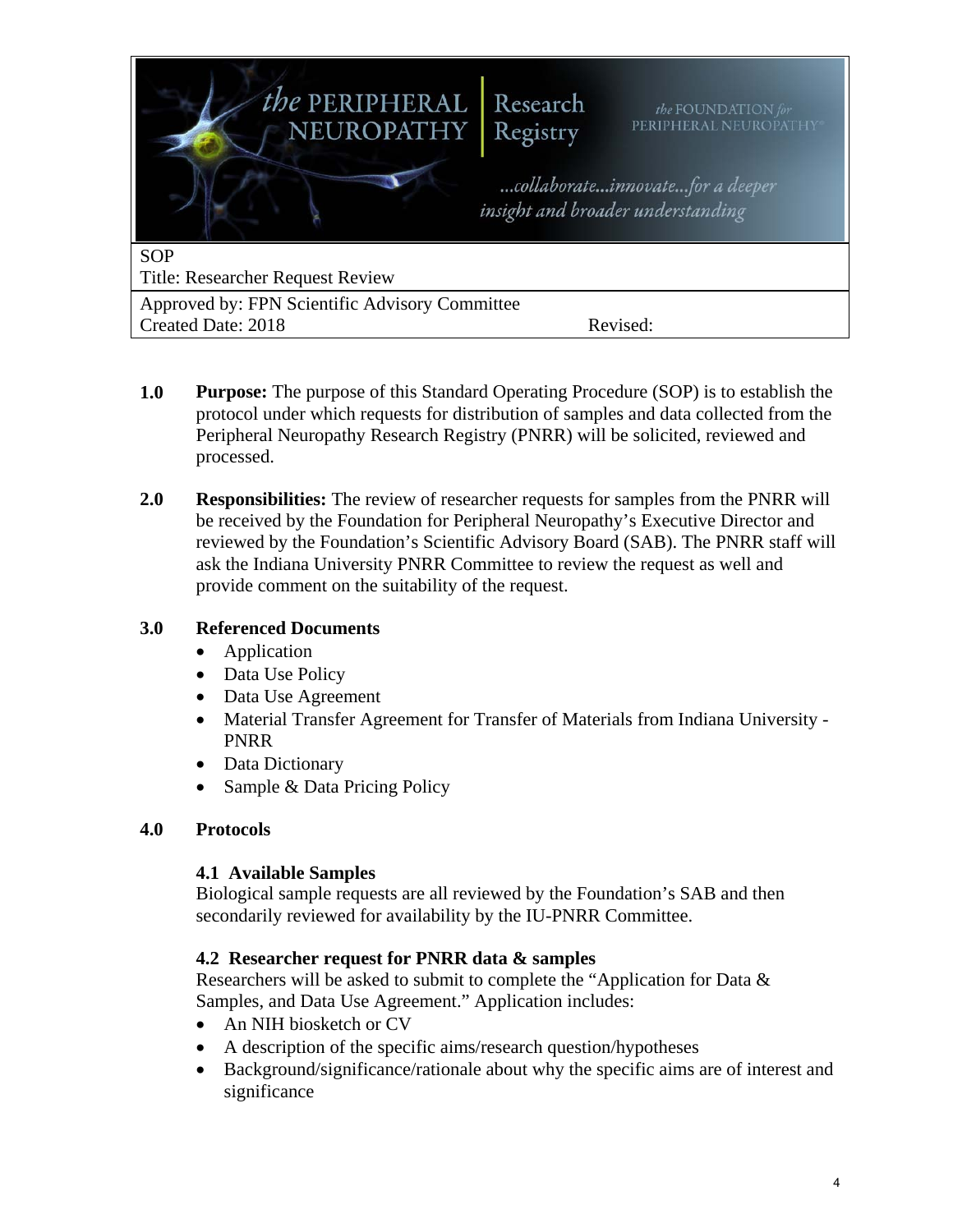the PERIPHERAL NEUROPATHY | Research Registry

*the* FOUNDATION *for* PERIPHERAL NEUROPATHY®

*...collaborate...innovate...for a deeper insight and broader understanding*

| SOP Title: Researcher Request Review | |
|---|---|
| Approved by: FPN Scientific Advisory Committee Created Date: 2018 | Revised: |

**1.0 Purpose:** The purpose of this Standard Operating Procedure (SOP) is to establish the protocol under which requests for distribution of samples and data collected from the Peripheral Neuropathy Research Registry (PNRR) will be solicited, reviewed and processed.

**2.0 Responsibilities:** The review of researcher requests for samples from the PNRR will be received by the Foundation for Peripheral Neuropathy's Executive Director and reviewed by the Foundation's Scientific Advisory Board (SAB). The PNRR staff will ask the Indiana University PNRR Committee to review the request as well and provide comment on the suitability of the request.

**3.0 Referenced Documents**

- Application
- Data Use Policy
- Data Use Agreement
- Material Transfer Agreement for Transfer of Materials from Indiana University - PNRR
- Data Dictionary
- Sample & Data Pricing Policy

**4.0 Protocols**

**4.1 Available Samples**

Biological sample requests are all reviewed by the Foundation's SAB and then secondarily reviewed for availability by the IU-PNRR Committee.

**4.2 Researcher request for PNRR data & samples**

Researchers will be asked to submit to complete the "Application for Data & Samples, and Data Use Agreement." Application includes:

- An NIH biosketch or CV
- A description of the specific aims/research question/hypotheses
- Background/significance/rationale about why the specific aims are of interest and significance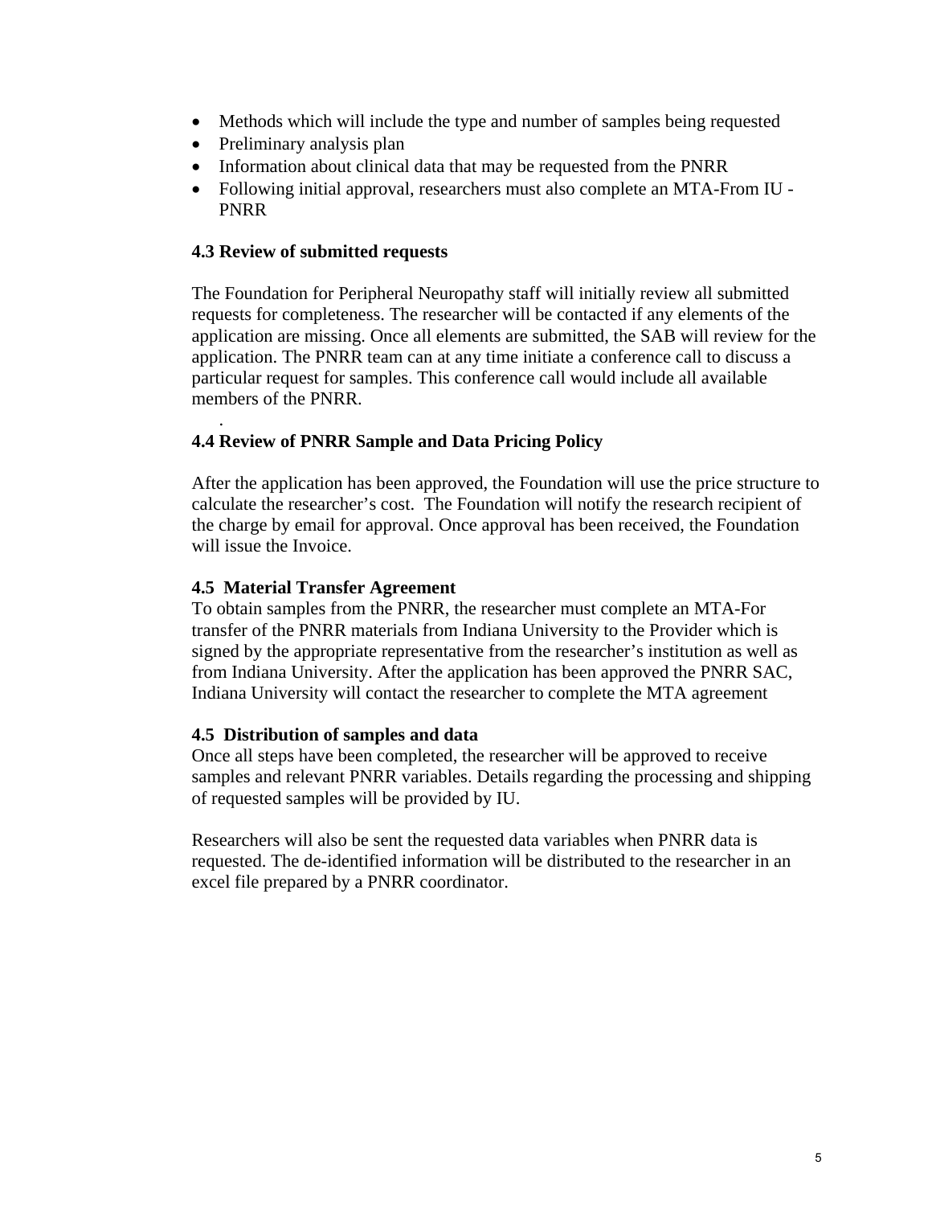- Methods which will include the type and number of samples being requested
- Preliminary analysis plan
- Information about clinical data that may be requested from the PNRR
- Following initial approval, researchers must also complete an MTA-From IU - PNRR

### 4.3 Review of submitted requests

The Foundation for Peripheral Neuropathy staff will initially review all submitted requests for completeness. The researcher will be contacted if any elements of the application are missing. Once all elements are submitted, the SAB will review for the application. The PNRR team can at any time initiate a conference call to discuss a particular request for samples. This conference call would include all available members of the PNRR.

.

### 4.4 Review of PNRR Sample and Data Pricing Policy

After the application has been approved, the Foundation will use the price structure to calculate the researcher's cost. The Foundation will notify the research recipient of the charge by email for approval. Once approval has been received, the Foundation will issue the Invoice.

### 4.5 Material Transfer Agreement

To obtain samples from the PNRR, the researcher must complete an MTA-For transfer of the PNRR materials from Indiana University to the Provider which is signed by the appropriate representative from the researcher's institution as well as from Indiana University. After the application has been approved the PNRR SAC, Indiana University will contact the researcher to complete the MTA agreement

### 4.5 Distribution of samples and data

Once all steps have been completed, the researcher will be approved to receive samples and relevant PNRR variables. Details regarding the processing and shipping of requested samples will be provided by IU.

Researchers will also be sent the requested data variables when PNRR data is requested. The de-identified information will be distributed to the researcher in an excel file prepared by a PNRR coordinator.